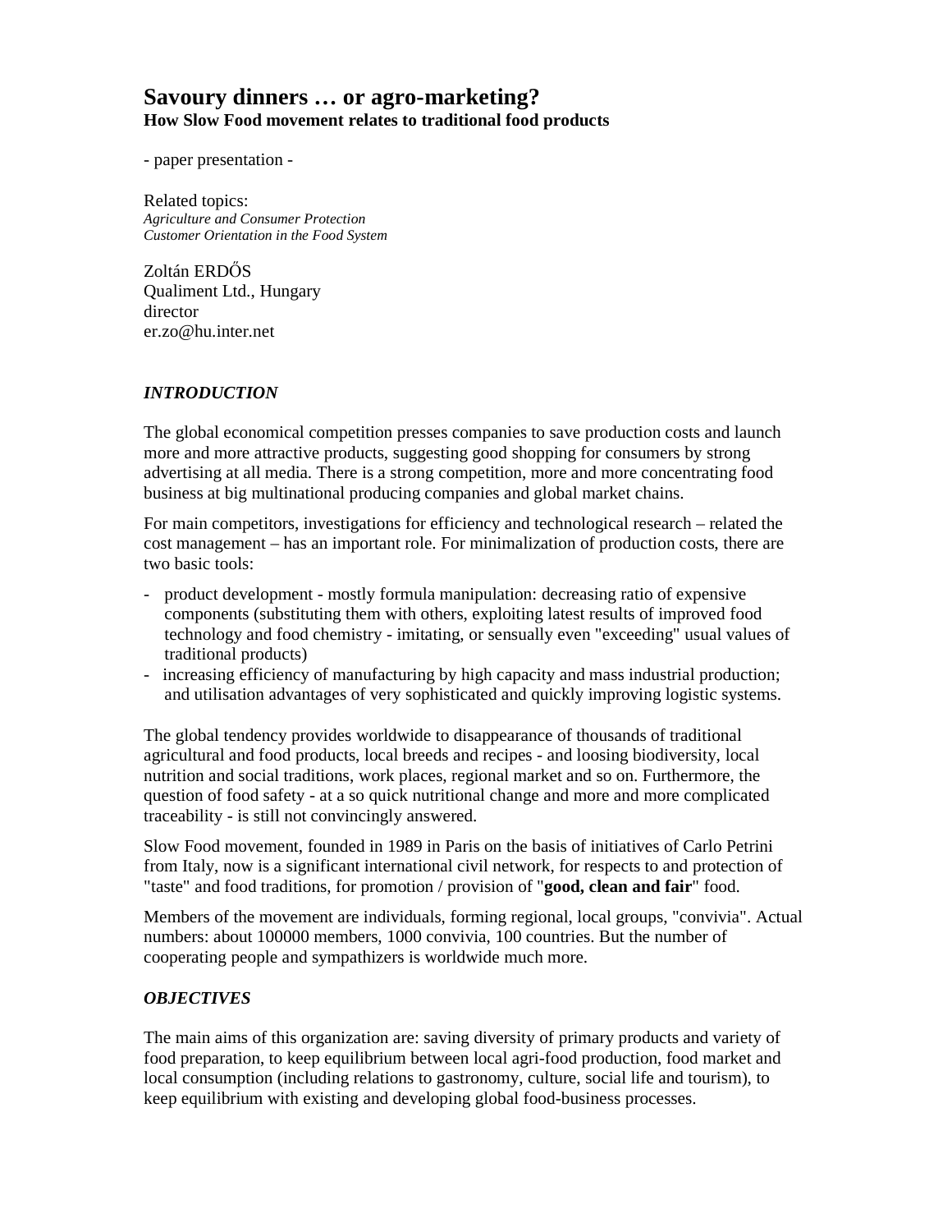# Savoury dinners … or agro-marketing?

**How Slow Food movement relates to traditional food products**

- paper presentation -

Related topics:
*Agriculture and Consumer Protection*
*Customer Orientation in the Food System*

Zoltán ERDŐS
Qualiment Ltd., Hungary
director
er.zo@hu.inter.net

## *INTRODUCTION*

The global economical competition presses companies to save production costs and launch more and more attractive products, suggesting good shopping for consumers by strong advertising at all media. There is a strong competition, more and more concentrating food business at big multinational producing companies and global market chains.

For main competitors, investigations for efficiency and technological research – related the cost management – has an important role. For minimalization of production costs, there are two basic tools:

- product development - mostly formula manipulation: decreasing ratio of expensive components (substituting them with others, exploiting latest results of improved food technology and food chemistry - imitating, or sensually even "exceeding" usual values of traditional products)
- increasing efficiency of manufacturing by high capacity and mass industrial production; and utilisation advantages of very sophisticated and quickly improving logistic systems.

The global tendency provides worldwide to disappearance of thousands of traditional agricultural and food products, local breeds and recipes - and loosing biodiversity, local nutrition and social traditions, work places, regional market and so on. Furthermore, the question of food safety - at a so quick nutritional change and more and more complicated traceability - is still not convincingly answered.

Slow Food movement, founded in 1989 in Paris on the basis of initiatives of Carlo Petrini from Italy, now is a significant international civil network, for respects to and protection of "taste" and food traditions, for promotion / provision of "**good, clean and fair**" food.

Members of the movement are individuals, forming regional, local groups, "convivia". Actual numbers: about 100000 members, 1000 convivia, 100 countries. But the number of cooperating people and sympathizers is worldwide much more.

## *OBJECTIVES*

The main aims of this organization are: saving diversity of primary products and variety of food preparation, to keep equilibrium between local agri-food production, food market and local consumption (including relations to gastronomy, culture, social life and tourism), to keep equilibrium with existing and developing global food-business processes.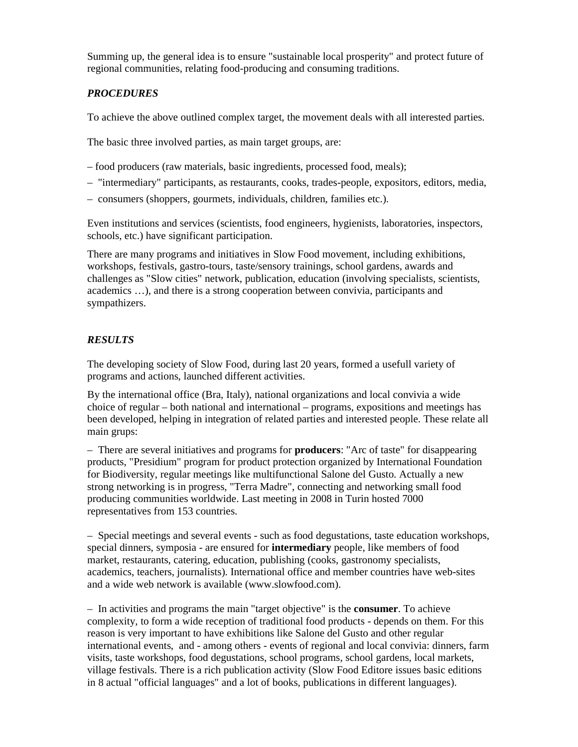Summing up, the general idea is to ensure "sustainable local prosperity" and protect future of regional communities, relating food-producing and consuming traditions.

## *PROCEDURES*

To achieve the above outlined complex target, the movement deals with all interested parties.

The basic three involved parties, as main target groups, are:

– food producers (raw materials, basic ingredients, processed food, meals);

– "intermediary" participants, as restaurants, cooks, trades-people, expositors, editors, media,

– consumers (shoppers, gourmets, individuals, children, families etc.).

Even institutions and services (scientists, food engineers, hygienists, laboratories, inspectors, schools, etc.) have significant participation.

There are many programs and initiatives in Slow Food movement, including exhibitions, workshops, festivals, gastro-tours, taste/sensory trainings, school gardens, awards and challenges as "Slow cities" network, publication, education (involving specialists, scientists, academics …), and there is a strong cooperation between convivia, participants and sympathizers.

## *RESULTS*

The developing society of Slow Food, during last 20 years, formed a usefull variety of programs and actions, launched different activities.

By the international office (Bra, Italy), national organizations and local convivia a wide choice of regular – both national and international – programs, expositions and meetings has been developed, helping in integration of related parties and interested people. These relate all main grups:

– There are several initiatives and programs for **producers**: "Arc of taste" for disappearing products, "Presidium" program for product protection organized by International Foundation for Biodiversity, regular meetings like multifunctional Salone del Gusto. Actually a new strong networking is in progress, "Terra Madre", connecting and networking small food producing communities worldwide. Last meeting in 2008 in Turin hosted 7000 representatives from 153 countries.

– Special meetings and several events - such as food degustations, taste education workshops, special dinners, symposia - are ensured for **intermediary** people, like members of food market, restaurants, catering, education, publishing (cooks, gastronomy specialists, academics, teachers, journalists). International office and member countries have web-sites and a wide web network is available (www.slowfood.com).

– In activities and programs the main "target objective" is the **consumer**. To achieve complexity, to form a wide reception of traditional food products - depends on them. For this reason is very important to have exhibitions like Salone del Gusto and other regular international events, and - among others - events of regional and local convivia: dinners, farm visits, taste workshops, food degustations, school programs, school gardens, local markets, village festivals. There is a rich publication activity (Slow Food Editore issues basic editions in 8 actual "official languages" and a lot of books, publications in different languages).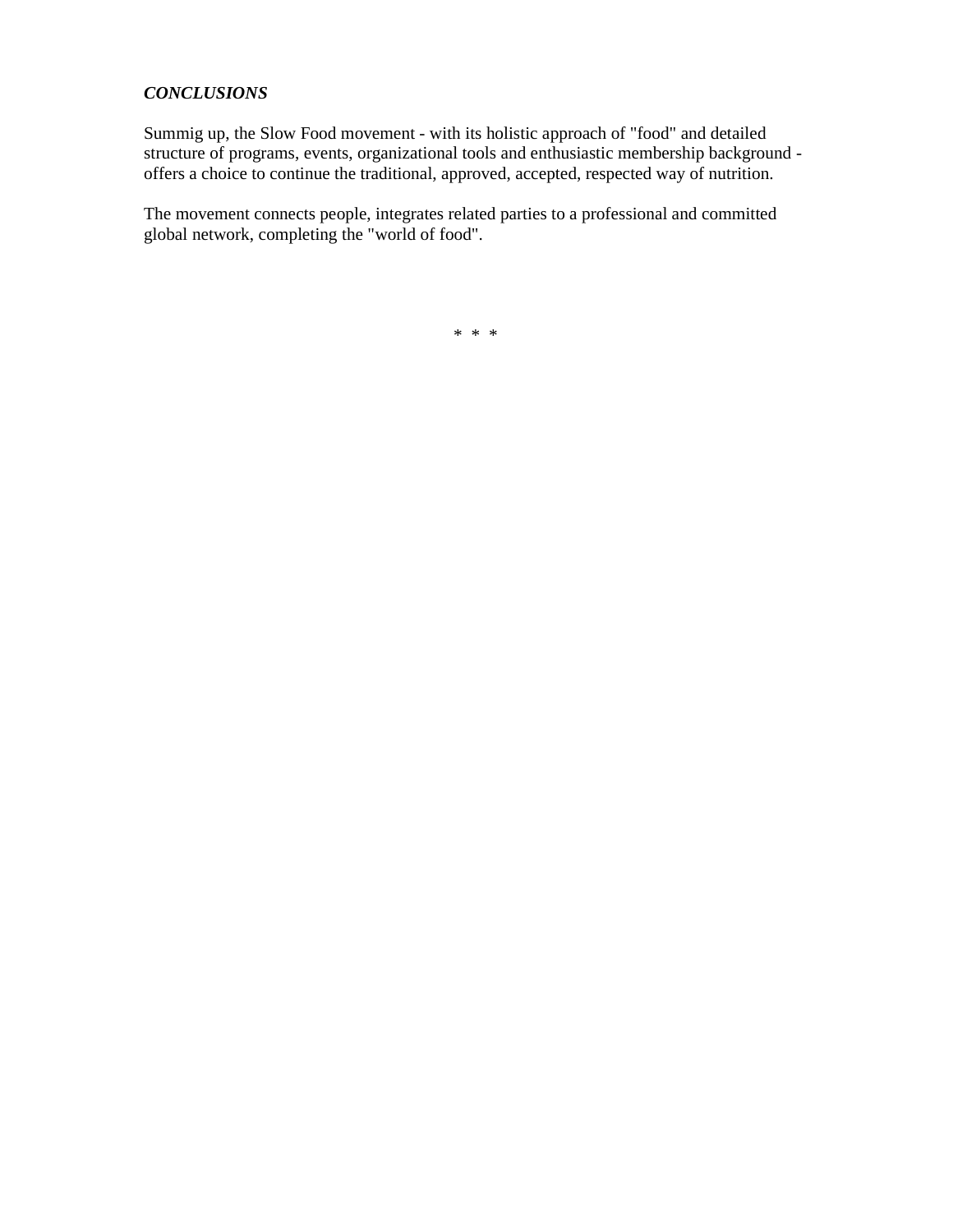***CONCLUSIONS***

Summig up, the Slow Food movement - with its holistic approach of "food" and detailed structure of programs, events, organizational tools and enthusiastic membership background - offers a choice to continue the traditional, approved, accepted, respected way of nutrition.

The movement connects people, integrates related parties to a professional and committed global network, completing the "world of food".

\* \* \*